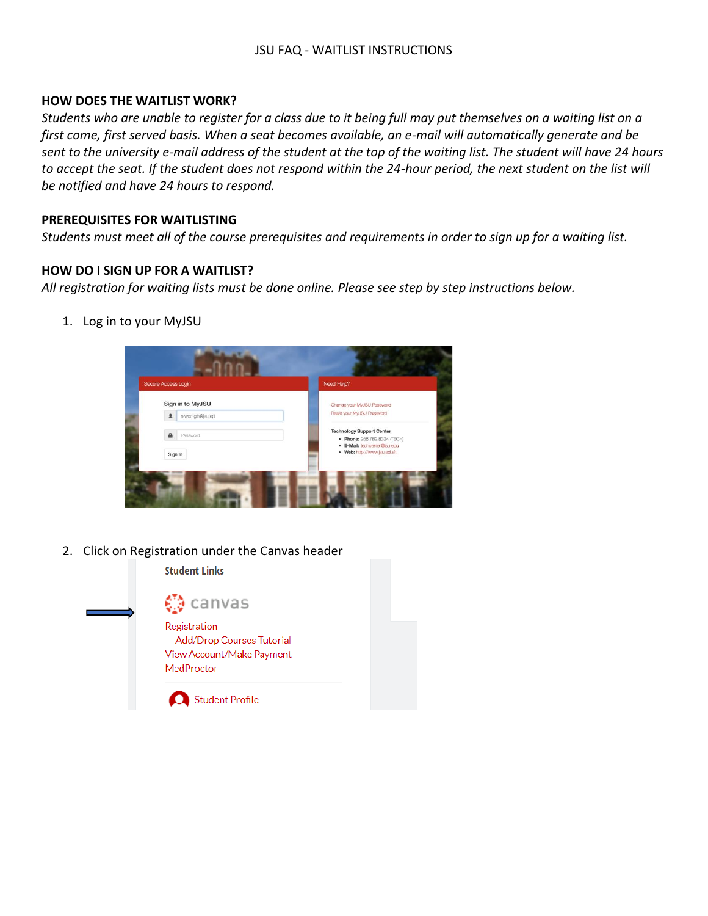JSU FAQ - WAITLIST INSTRUCTIONS

### HOW DOES THE WAITLIST WORK?

*Students who are unable to register for a class due to it being full may put themselves on a waiting list on a first come, first served basis. When a seat becomes available, an e-mail will automatically generate and be sent to the university e-mail address of the student at the top of the waiting list. The student will have 24 hours to accept the seat. If the student does not respond within the 24-hour period, the next student on the list will be notified and have 24 hours to respond.*

### PREREQUISITES FOR WAITLISTING

*Students must meet all of the course prerequisites and requirements in order to sign up for a waiting list.*

### HOW DO I SIGN UP FOR A WAITLIST?

*All registration for waiting lists must be done online. Please see step by step instructions below.*

1. Log in to your MyJSU

2. Click on Registration under the Canvas header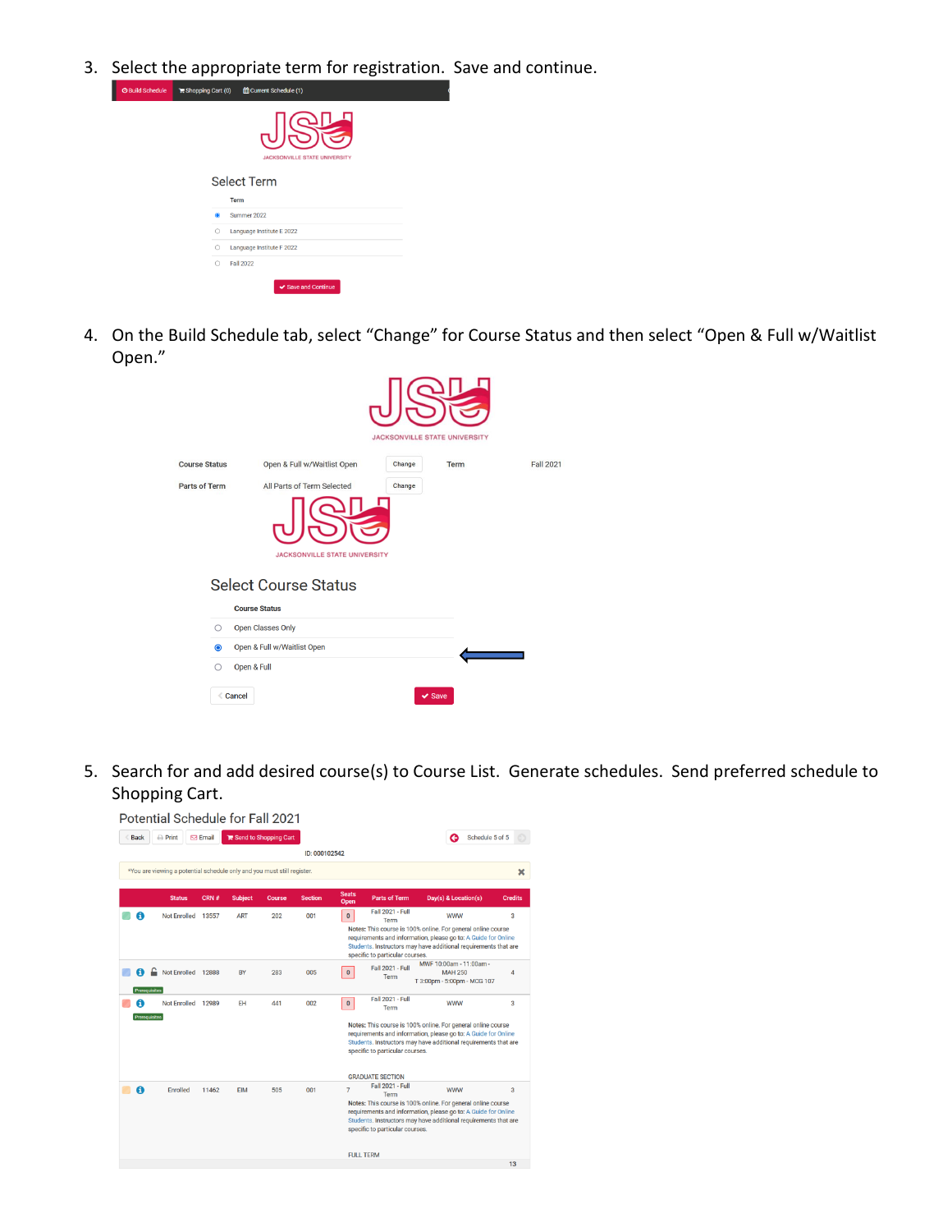3. Select the appropriate term for registration. Save and continue.

Build Schedule | Shopping Cart (0) | Current Schedule (1)

JACKSONVILLE STATE UNIVERSITY

Select Term

| | Term |
|---|---|
| ● | Summer 2022 |
| ○ | Language Institute E 2022 |
| ○ | Language Institute F 2022 |
| ○ | Fall 2022 |

Save and Continue

4. On the Build Schedule tab, select "Change" for Course Status and then select "Open & Full w/Waitlist Open."

JACKSONVILLE STATE UNIVERSITY

| | | | | |
|---|---|---|---|---|
| Course Status | Open & Full w/Waitlist Open | Change | Term | Fall 2021 |
| Parts of Term | All Parts of Term Selected | Change | | |

JACKSONVILLE STATE UNIVERSITY

Select Course Status

| | Course Status |
|---|---|
| ○ | Open Classes Only |
| ● | Open & Full w/Waitlist Open |
| ○ | Open & Full |

Cancel | Save

5. Search for and add desired course(s) to Course List. Generate schedules. Send preferred schedule to Shopping Cart.

Potential Schedule for Fall 2021

Back | Print | Email | Send to Shopping Cart | Schedule 5 of 5

ID: 000102542

*You are viewing a potential schedule only and you must still register.

| Status | CRN # | Subject | Course | Section | Seats Open | Parts of Term | Day(s) & Location(s) | Credits |
|---|---|---|---|---|---|---|---|---|
| Not Enrolled | 13557 | ART | 202 | 001 | 0 | Fall 2021 - Full Term | WWW | 3 |
| | | | | | | Notes: This course is 100% online. For general online course requirements and information, please go to: A Guide for Online Students. Instructors may have additional requirements that are specific to particular courses. | | |
| Not Enrolled (Prerequisites) | 12888 | BY | 283 | 005 | 0 | Fall 2021 - Full Term | MWF 10:00am - 11:00am - MAH 250; T 3:00pm - 5:00pm - MCG 107 | 4 |
| Not Enrolled (Prerequisites) | 12989 | EH | 441 | 002 | 0 | Fall 2021 - Full Term | WWW | 3 |
| | | | | | | Notes: This course is 100% online. For general online course requirements and information, please go to: A Guide for Online Students. Instructors may have additional requirements that are specific to particular courses. GRADUATE SECTION | | |
| Enrolled | 11462 | EIM | 505 | 001 | 7 | Fall 2021 - Full Term | WWW | 3 |
| | | | | | | Notes: This course is 100% online. For general online course requirements and information, please go to: A Guide for Online Students. Instructors may have additional requirements that are specific to particular courses. FULL TERM | | |
| | | | | | | | | 13 |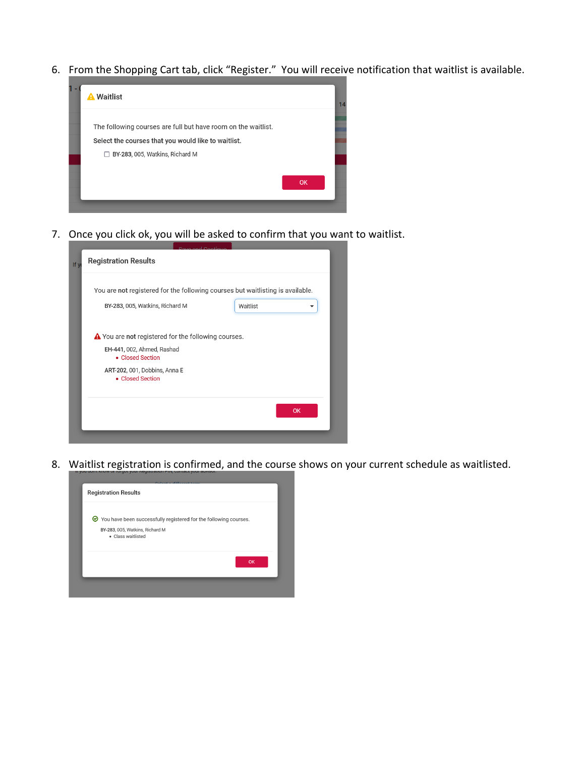6. From the Shopping Cart tab, click "Register." You will receive notification that waitlist is available.

**Waitlist**

The following courses are full but have room on the waitlist.

Select the courses that you would like to waitlist.

☐ BY-283, 005, Watkins, Richard M

OK

7. Once you click ok, you will be asked to confirm that you want to waitlist.

**Registration Results**

You are **not** registered for the following courses but waitlisting is available.

BY-283, 005, Watkins, Richard M — Waitlist

You are **not** registered for the following courses.

EH-441, 002, Ahmed, Rashad
- Closed Section

ART-202, 001, Dobbins, Anna E
- Closed Section

OK

8. Waitlist registration is confirmed, and the course shows on your current schedule as waitlisted.

**Registration Results**

You have been successfully registered for the following courses.

BY-283, 005, Watkins, Richard M
- Class waitlisted

OK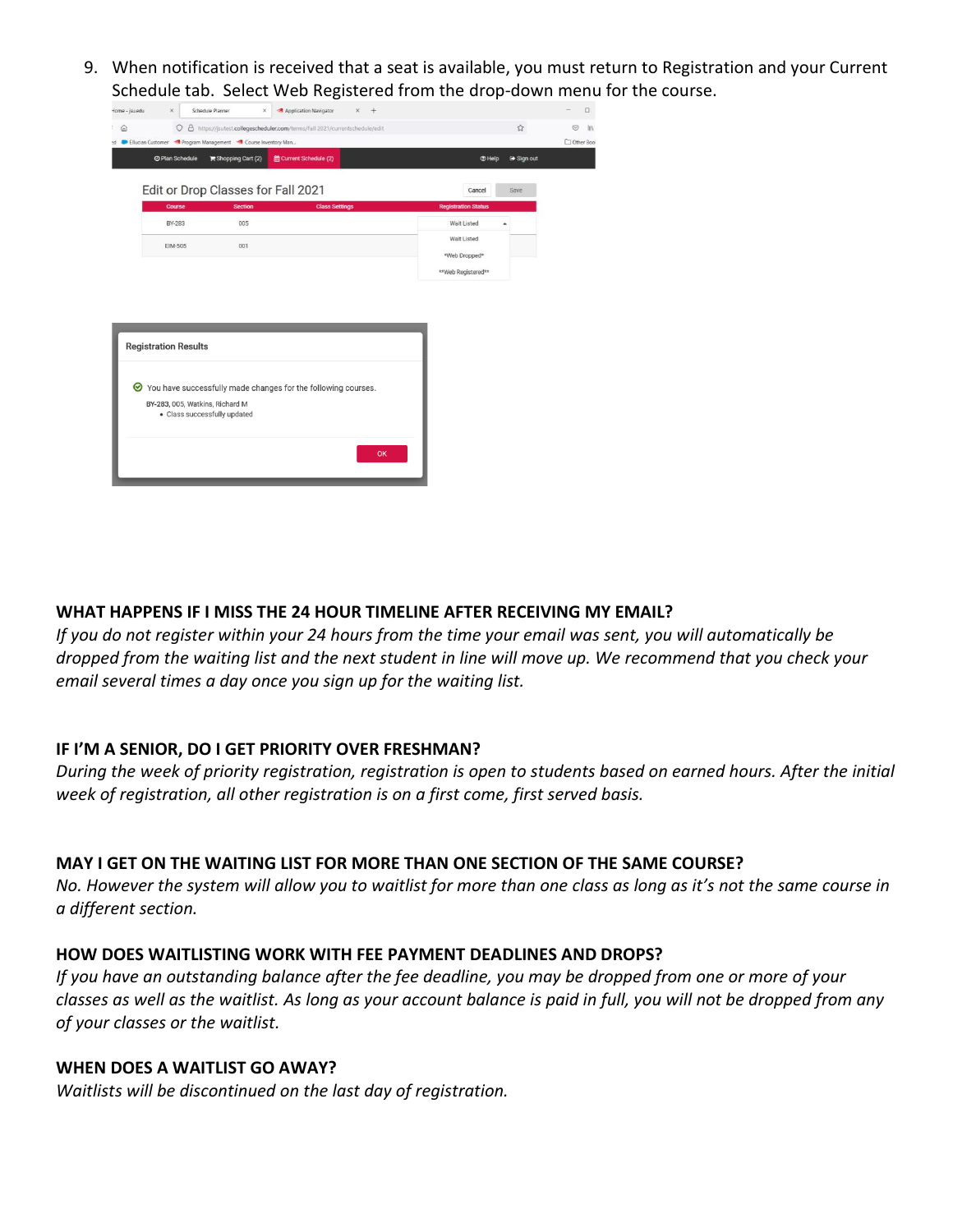9. When notification is received that a seat is available, you must return to Registration and your Current Schedule tab. Select Web Registered from the drop-down menu for the course.

### WHAT HAPPENS IF I MISS THE 24 HOUR TIMELINE AFTER RECEIVING MY EMAIL?

*If you do not register within your 24 hours from the time your email was sent, you will automatically be dropped from the waiting list and the next student in line will move up. We recommend that you check your email several times a day once you sign up for the waiting list.*

### IF I'M A SENIOR, DO I GET PRIORITY OVER FRESHMAN?

*During the week of priority registration, registration is open to students based on earned hours. After the initial week of registration, all other registration is on a first come, first served basis.*

### MAY I GET ON THE WAITING LIST FOR MORE THAN ONE SECTION OF THE SAME COURSE?

*No. However the system will allow you to waitlist for more than one class as long as it's not the same course in a different section.*

### HOW DOES WAITLISTING WORK WITH FEE PAYMENT DEADLINES AND DROPS?

*If you have an outstanding balance after the fee deadline, you may be dropped from one or more of your classes as well as the waitlist. As long as your account balance is paid in full, you will not be dropped from any of your classes or the waitlist.*

### WHEN DOES A WAITLIST GO AWAY?

*Waitlists will be discontinued on the last day of registration.*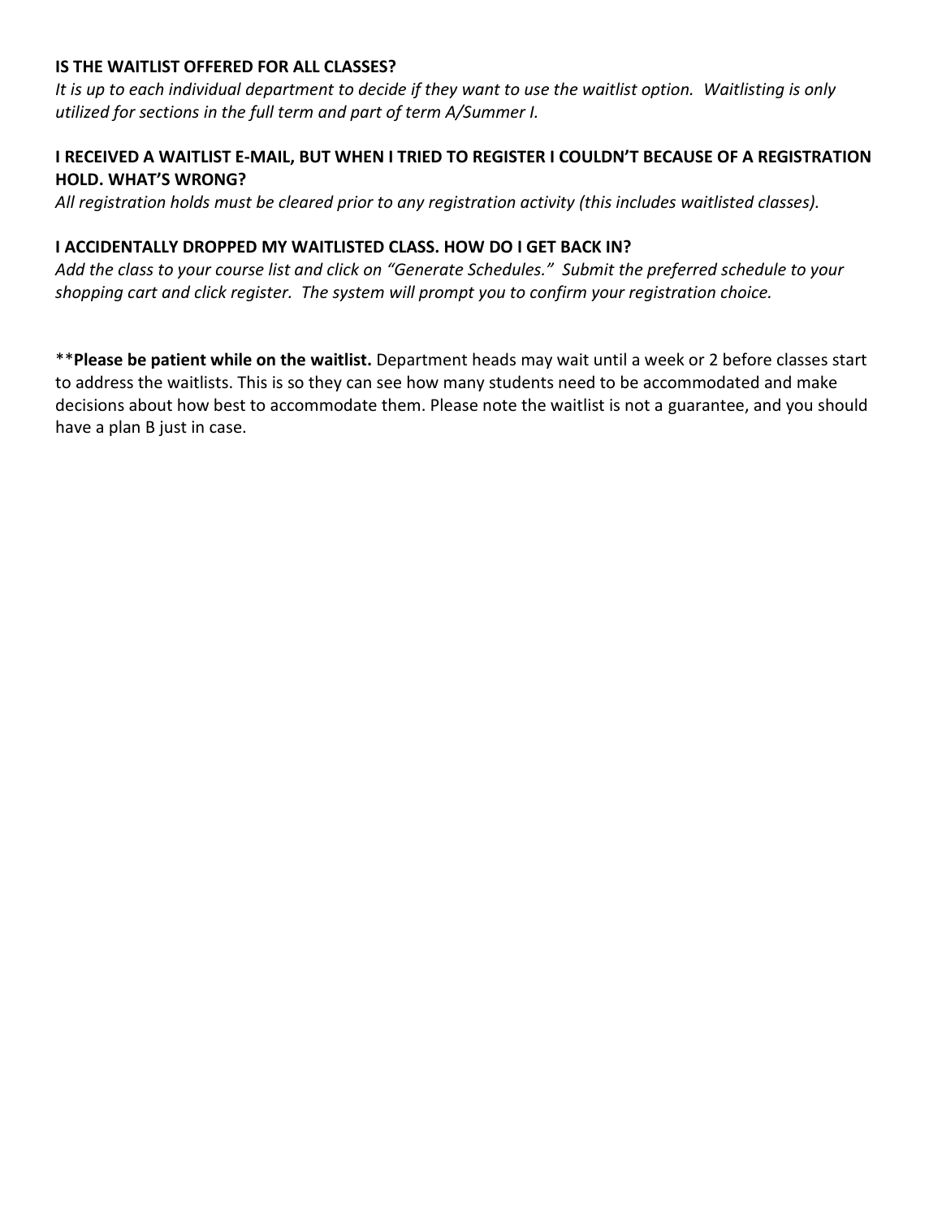**IS THE WAITLIST OFFERED FOR ALL CLASSES?**

*It is up to each individual department to decide if they want to use the waitlist option. Waitlisting is only utilized for sections in the full term and part of term A/Summer I.*

**I RECEIVED A WAITLIST E-MAIL, BUT WHEN I TRIED TO REGISTER I COULDN'T BECAUSE OF A REGISTRATION HOLD. WHAT'S WRONG?**

*All registration holds must be cleared prior to any registration activity (this includes waitlisted classes).*

**I ACCIDENTALLY DROPPED MY WAITLISTED CLASS. HOW DO I GET BACK IN?**

*Add the class to your course list and click on "Generate Schedules." Submit the preferred schedule to your shopping cart and click register. The system will prompt you to confirm your registration choice.*

**\*\*Please be patient while on the waitlist.** Department heads may wait until a week or 2 before classes start to address the waitlists. This is so they can see how many students need to be accommodated and make decisions about how best to accommodate them. Please note the waitlist is not a guarantee, and you should have a plan B just in case.